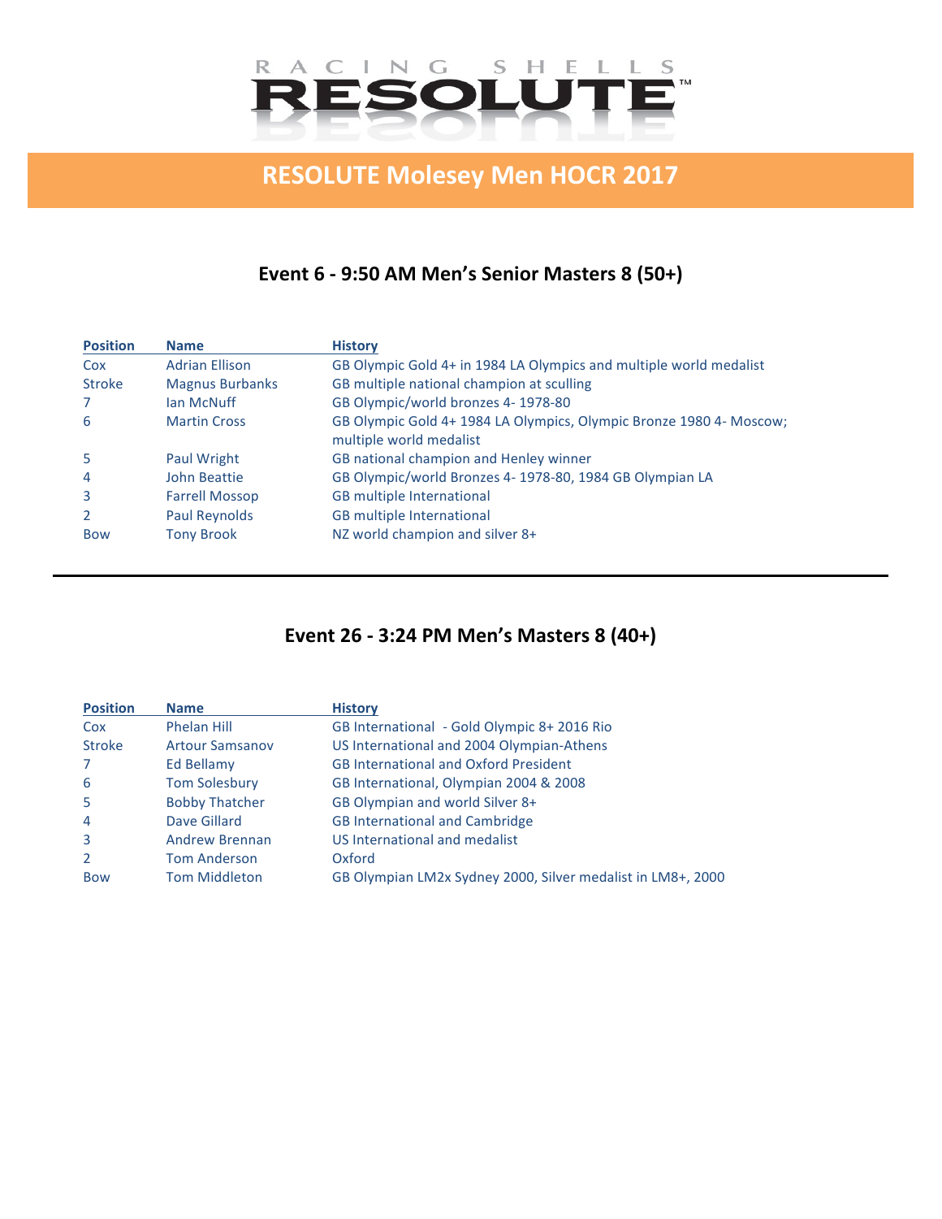RACING SHELLS RESOLUTE™

# RESOLUTE Molesey Men HOCR 2017

## Event 6 - 9:50 AM Men's Senior Masters 8 (50+)

| Position | Name | History |
|---|---|---|
| Cox | Adrian Ellison | GB Olympic Gold 4+ in 1984 LA Olympics and multiple world medalist |
| Stroke | Magnus Burbanks | GB multiple national champion at sculling |
| 7 | Ian McNuff | GB Olympic/world bronzes 4- 1978-80 |
| 6 | Martin Cross | GB Olympic Gold 4+ 1984 LA Olympics, Olympic Bronze 1980 4- Moscow; multiple world medalist |
| 5 | Paul Wright | GB national champion and Henley winner |
| 4 | John Beattie | GB Olympic/world Bronzes 4- 1978-80, 1984 GB Olympian LA |
| 3 | Farrell Mossop | GB multiple International |
| 2 | Paul Reynolds | GB multiple International |
| Bow | Tony Brook | NZ world champion and silver 8+ |

---

## Event 26 - 3:24 PM Men's Masters 8 (40+)

| Position | Name | History |
|---|---|---|
| Cox | Phelan Hill | GB International - Gold Olympic 8+ 2016 Rio |
| Stroke | Artour Samsanov | US International and 2004 Olympian-Athens |
| 7 | Ed Bellamy | GB International and Oxford President |
| 6 | Tom Solesbury | GB International, Olympian 2004 & 2008 |
| 5 | Bobby Thatcher | GB Olympian and world Silver 8+ |
| 4 | Dave Gillard | GB International and Cambridge |
| 3 | Andrew Brennan | US International and medalist |
| 2 | Tom Anderson | Oxford |
| Bow | Tom Middleton | GB Olympian LM2x Sydney 2000, Silver medalist in LM8+, 2000 |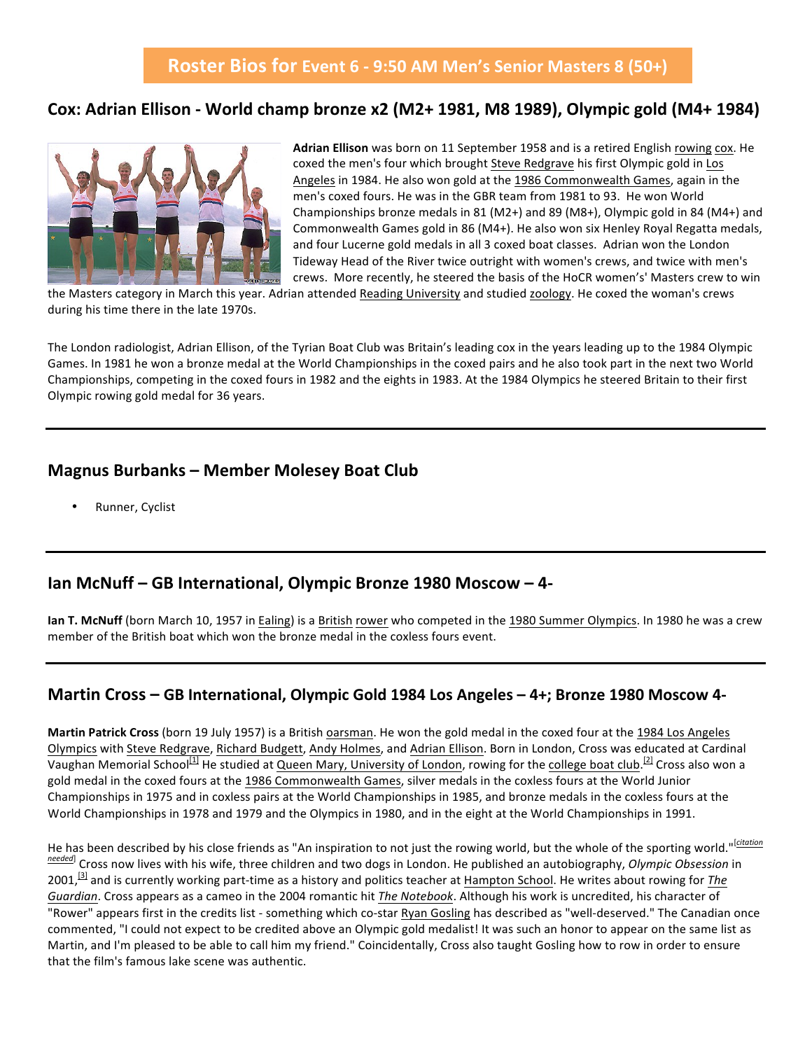# Roster Bios for Event 6 - 9:50 AM Men's Senior Masters 8 (50+)

## Cox: Adrian Ellison - World champ bronze x2 (M2+ 1981, M8 1989), Olympic gold (M4+ 1984)

**Adrian Ellison** was born on 11 September 1958 and is a retired English rowing cox. He coxed the men's four which brought Steve Redgrave his first Olympic gold in Los Angeles in 1984. He also won gold at the 1986 Commonwealth Games, again in the men's coxed fours. He was in the GBR team from 1981 to 93. He won World Championships bronze medals in 81 (M2+) and 89 (M8+), Olympic gold in 84 (M4+) and Commonwealth Games gold in 86 (M4+). He also won six Henley Royal Regatta medals, and four Lucerne gold medals in all 3 coxed boat classes. Adrian won the London Tideway Head of the River twice outright with women's crews, and twice with men's crews. More recently, he steered the basis of the HoCR women's' Masters crew to win the Masters category in March this year. Adrian attended Reading University and studied zoology. He coxed the woman's crews during his time there in the late 1970s.

The London radiologist, Adrian Ellison, of the Tyrian Boat Club was Britain's leading cox in the years leading up to the 1984 Olympic Games. In 1981 he won a bronze medal at the World Championships in the coxed pairs and he also took part in the next two World Championships, competing in the coxed fours in 1982 and the eights in 1983. At the 1984 Olympics he steered Britain to their first Olympic rowing gold medal for 36 years.

---

## Magnus Burbanks – Member Molesey Boat Club

- Runner, Cyclist

---

## Ian McNuff – GB International, Olympic Bronze 1980 Moscow – 4-

**Ian T. McNuff** (born March 10, 1957 in Ealing) is a British rower who competed in the 1980 Summer Olympics. In 1980 he was a crew member of the British boat which won the bronze medal in the coxless fours event.

---

## Martin Cross – GB International, Olympic Gold 1984 Los Angeles – 4+; Bronze 1980 Moscow 4-

**Martin Patrick Cross** (born 19 July 1957) is a British oarsman. He won the gold medal in the coxed four at the 1984 Los Angeles Olympics with Steve Redgrave, Richard Budgett, Andy Holmes, and Adrian Ellison. Born in London, Cross was educated at Cardinal Vaughan Memorial School[1] He studied at Queen Mary, University of London, rowing for the college boat club.[2] Cross also won a gold medal in the coxed fours at the 1986 Commonwealth Games, silver medals in the coxless fours at the World Junior Championships in 1975 and in coxless pairs at the World Championships in 1985, and bronze medals in the coxless fours at the World Championships in 1978 and 1979 and the Olympics in 1980, and in the eight at the World Championships in 1991.

He has been described by his close friends as "An inspiration to not just the rowing world, but the whole of the sporting world."[citation needed] Cross now lives with his wife, three children and two dogs in London. He published an autobiography, *Olympic Obsession* in 2001,[3] and is currently working part-time as a history and politics teacher at Hampton School. He writes about rowing for *The Guardian*. Cross appears as a cameo in the 2004 romantic hit *The Notebook*. Although his work is uncredited, his character of "Rower" appears first in the credits list - something which co-star Ryan Gosling has described as "well-deserved." The Canadian once commented, "I could not expect to be credited above an Olympic gold medalist! It was such an honor to appear on the same list as Martin, and I'm pleased to be able to call him my friend." Coincidentally, Cross also taught Gosling how to row in order to ensure that the film's famous lake scene was authentic.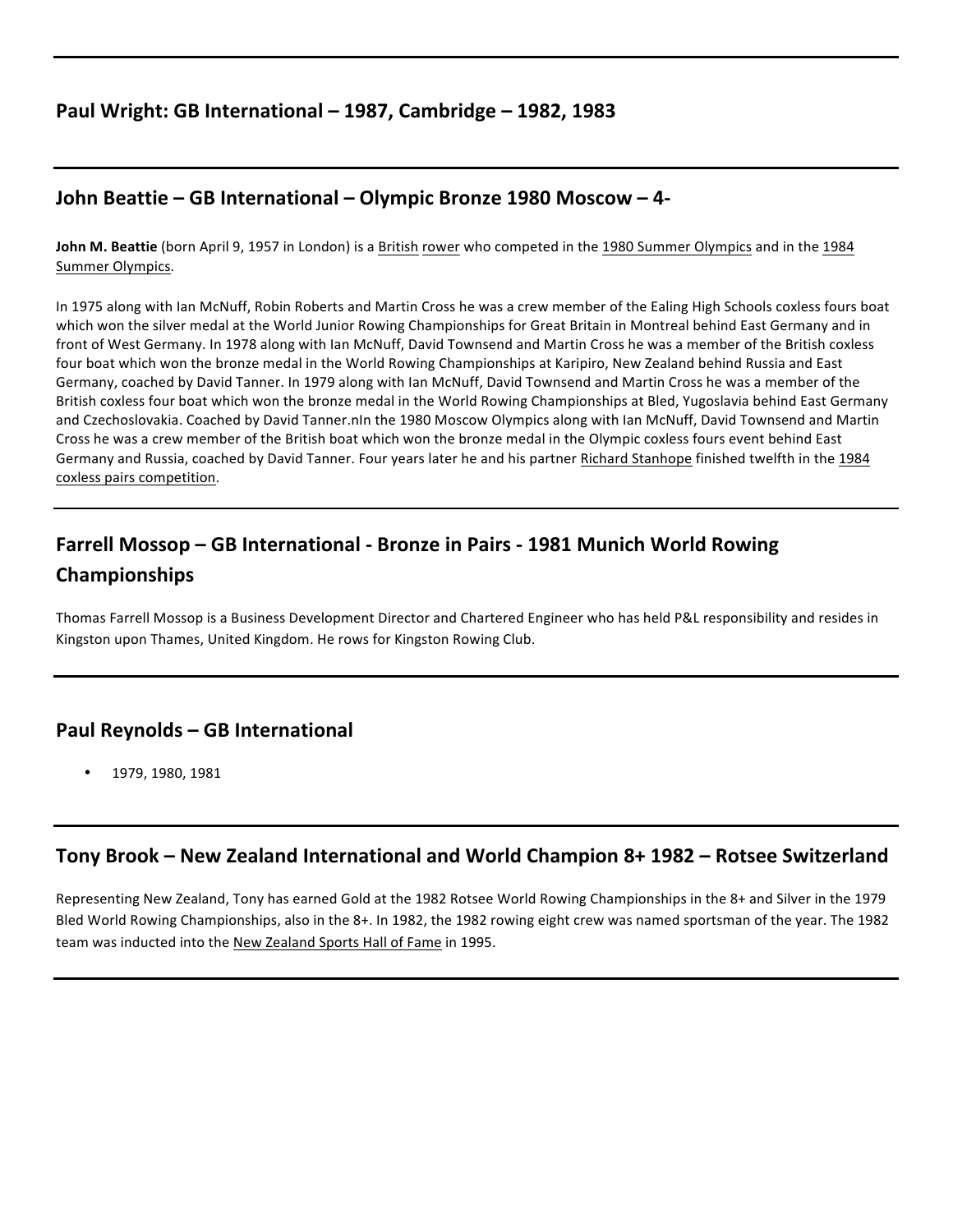## Paul Wright: GB International – 1987, Cambridge – 1982, 1983

---

## John Beattie – GB International – Olympic Bronze 1980 Moscow – 4-

**John M. Beattie** (born April 9, 1957 in London) is a British rower who competed in the 1980 Summer Olympics and in the 1984 Summer Olympics.

In 1975 along with Ian McNuff, Robin Roberts and Martin Cross he was a crew member of the Ealing High Schools coxless fours boat which won the silver medal at the World Junior Rowing Championships for Great Britain in Montreal behind East Germany and in front of West Germany. In 1978 along with Ian McNuff, David Townsend and Martin Cross he was a member of the British coxless four boat which won the bronze medal in the World Rowing Championships at Karipiro, New Zealand behind Russia and East Germany, coached by David Tanner. In 1979 along with Ian McNuff, David Townsend and Martin Cross he was a member of the British coxless four boat which won the bronze medal in the World Rowing Championships at Bled, Yugoslavia behind East Germany and Czechoslovakia. Coached by David Tanner.nIn the 1980 Moscow Olympics along with Ian McNuff, David Townsend and Martin Cross he was a crew member of the British boat which won the bronze medal in the Olympic coxless fours event behind East Germany and Russia, coached by David Tanner. Four years later he and his partner Richard Stanhope finished twelfth in the 1984 coxless pairs competition.

---

## Farrell Mossop – GB International - Bronze in Pairs - 1981 Munich World Rowing Championships

Thomas Farrell Mossop is a Business Development Director and Chartered Engineer who has held P&L responsibility and resides in Kingston upon Thames, United Kingdom. He rows for Kingston Rowing Club.

---

## Paul Reynolds – GB International

- 1979, 1980, 1981

---

## Tony Brook – New Zealand International and World Champion 8+ 1982 – Rotsee Switzerland

Representing New Zealand, Tony has earned Gold at the 1982 Rotsee World Rowing Championships in the 8+ and Silver in the 1979 Bled World Rowing Championships, also in the 8+. In 1982, the 1982 rowing eight crew was named sportsman of the year. The 1982 team was inducted into the New Zealand Sports Hall of Fame in 1995.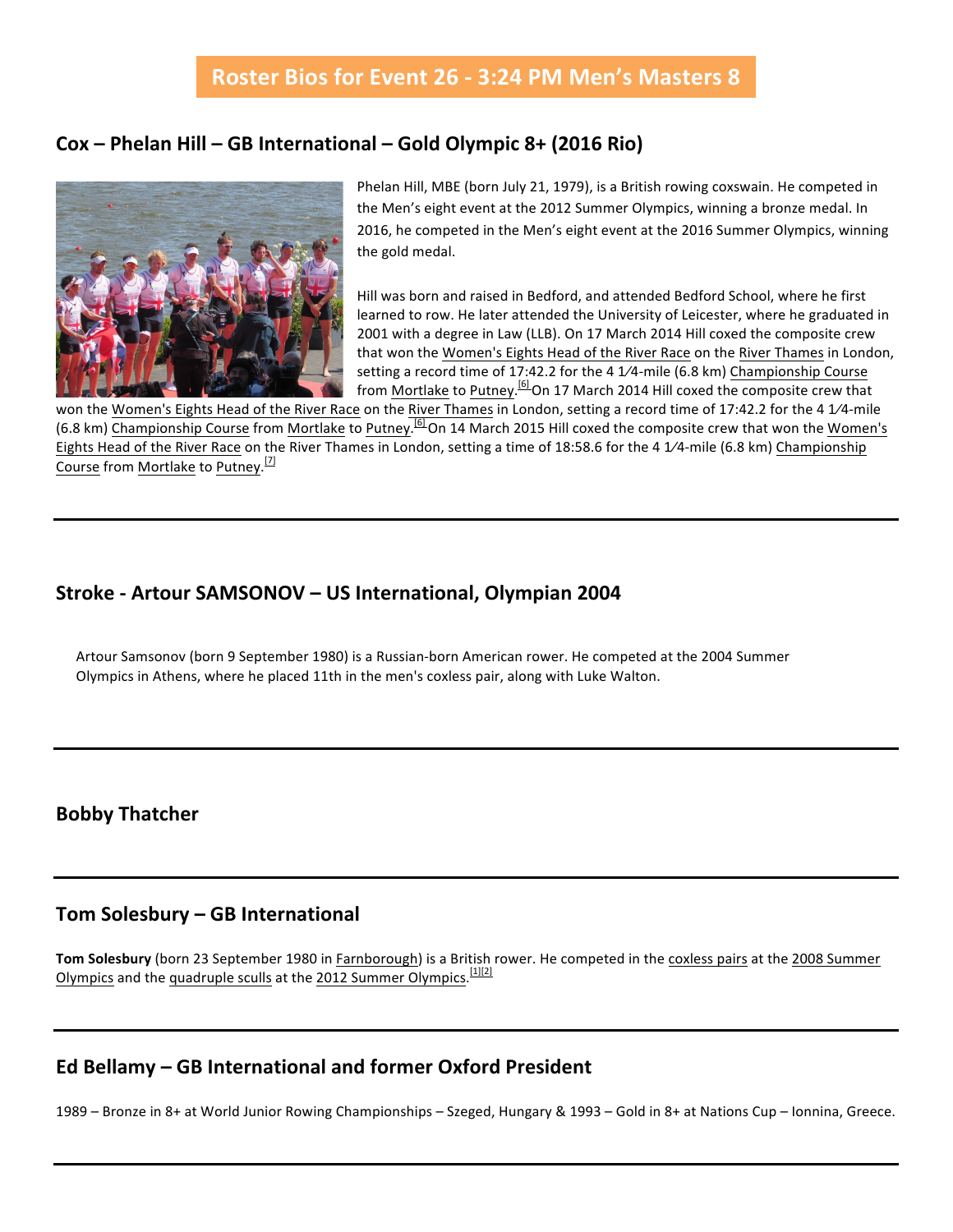# Roster Bios for Event 26 - 3:24 PM Men's Masters 8

## Cox – Phelan Hill – GB International – Gold Olympic 8+ (2016 Rio)

Phelan Hill, MBE (born July 21, 1979), is a British rowing coxswain. He competed in the Men's eight event at the 2012 Summer Olympics, winning a bronze medal. In 2016, he competed in the Men's eight event at the 2016 Summer Olympics, winning the gold medal.

Hill was born and raised in Bedford, and attended Bedford School, where he first learned to row. He later attended the University of Leicester, where he graduated in 2001 with a degree in Law (LLB). On 17 March 2014 Hill coxed the composite crew that won the Women's Eights Head of the River Race on the River Thames in London, setting a record time of 17:42.2 for the 4 1⁄4-mile (6.8 km) Championship Course from Mortlake to Putney.[6] On 17 March 2014 Hill coxed the composite crew that won the Women's Eights Head of the River Race on the River Thames in London, setting a record time of 17:42.2 for the 4 1⁄4-mile (6.8 km) Championship Course from Mortlake to Putney.[6] On 14 March 2015 Hill coxed the composite crew that won the Women's Eights Head of the River Race on the River Thames in London, setting a time of 18:58.6 for the 4 1⁄4-mile (6.8 km) Championship Course from Mortlake to Putney.[7]

---

## Stroke - Artour SAMSONOV – US International, Olympian 2004

Artour Samsonov (born 9 September 1980) is a Russian-born American rower. He competed at the 2004 Summer Olympics in Athens, where he placed 11th in the men's coxless pair, along with Luke Walton.

---

## Bobby Thatcher

---

## Tom Solesbury – GB International

**Tom Solesbury** (born 23 September 1980 in Farnborough) is a British rower. He competed in the coxless pairs at the 2008 Summer Olympics and the quadruple sculls at the 2012 Summer Olympics.[1][2]

---

## Ed Bellamy – GB International and former Oxford President

1989 – Bronze in 8+ at World Junior Rowing Championships – Szeged, Hungary & 1993 – Gold in 8+ at Nations Cup – Ionnina, Greece.

---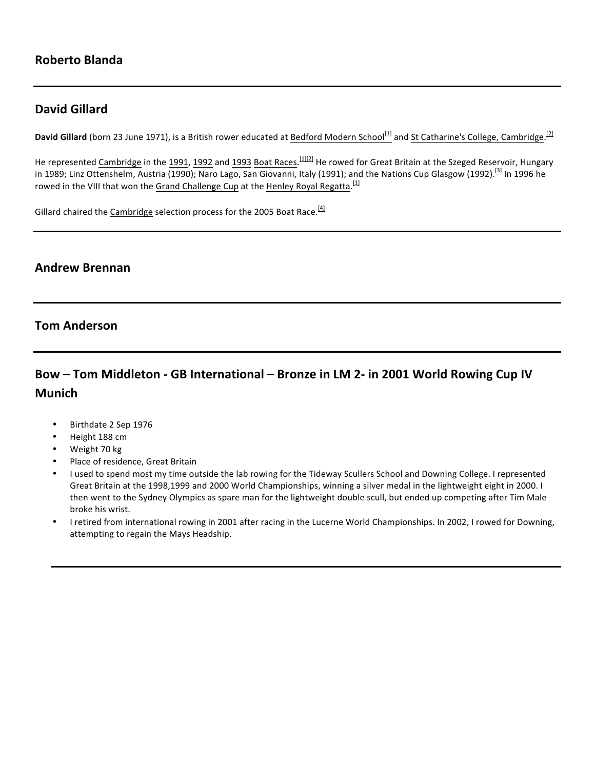## Roberto Blanda

---

## David Gillard

**David Gillard** (born 23 June 1971), is a British rower educated at Bedford Modern School[1] and St Catharine's College, Cambridge.[2]

He represented Cambridge in the 1991, 1992 and 1993 Boat Races.[1][2] He rowed for Great Britain at the Szeged Reservoir, Hungary in 1989; Linz Ottenshelm, Austria (1990); Naro Lago, San Giovanni, Italy (1991); and the Nations Cup Glasgow (1992).[3] In 1996 he rowed in the VIII that won the Grand Challenge Cup at the Henley Royal Regatta.[1]

Gillard chaired the Cambridge selection process for the 2005 Boat Race.[4]

---

## Andrew Brennan

---

## Tom Anderson

---

## Bow – Tom Middleton - GB International – Bronze in LM 2- in 2001 World Rowing Cup IV Munich

- Birthdate 2 Sep 1976
- Height 188 cm
- Weight 70 kg
- Place of residence, Great Britain
- I used to spend most my time outside the lab rowing for the Tideway Scullers School and Downing College. I represented Great Britain at the 1998,1999 and 2000 World Championships, winning a silver medal in the lightweight eight in 2000. I then went to the Sydney Olympics as spare man for the lightweight double scull, but ended up competing after Tim Male broke his wrist.
- I retired from international rowing in 2001 after racing in the Lucerne World Championships. In 2002, I rowed for Downing, attempting to regain the Mays Headship.

---